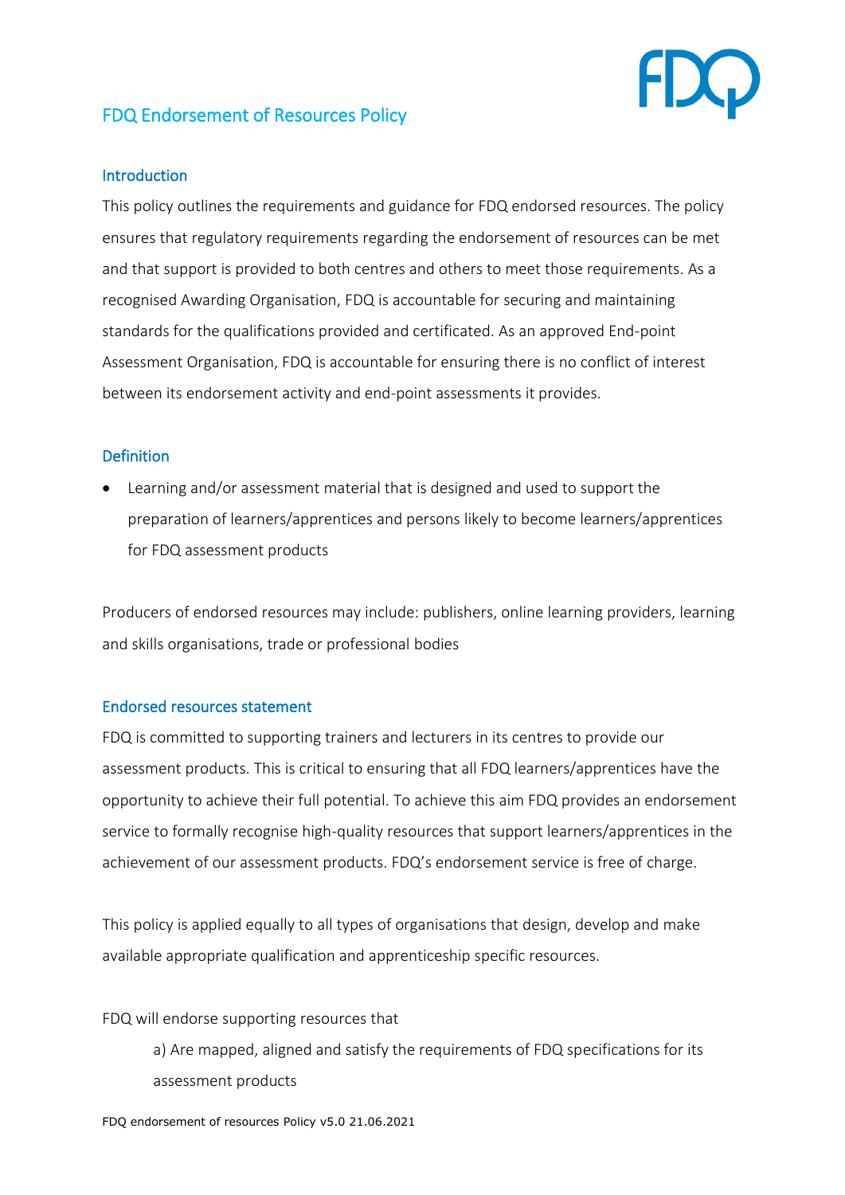# FDQ Endorsement of Resources Policy

## Introduction

This policy outlines the requirements and guidance for FDQ endorsed resources. The policy ensures that regulatory requirements regarding the endorsement of resources can be met and that support is provided to both centres and others to meet those requirements. As a recognised Awarding Organisation, FDQ is accountable for securing and maintaining standards for the qualifications provided and certificated. As an approved End-point Assessment Organisation, FDQ is accountable for ensuring there is no conflict of interest between its endorsement activity and end-point assessments it provides.

## Definition

- Learning and/or assessment material that is designed and used to support the preparation of learners/apprentices and persons likely to become learners/apprentices for FDQ assessment products

Producers of endorsed resources may include: publishers, online learning providers, learning and skills organisations, trade or professional bodies

## Endorsed resources statement

FDQ is committed to supporting trainers and lecturers in its centres to provide our assessment products. This is critical to ensuring that all FDQ learners/apprentices have the opportunity to achieve their full potential. To achieve this aim FDQ provides an endorsement service to formally recognise high-quality resources that support learners/apprentices in the achievement of our assessment products. FDQ's endorsement service is free of charge.

This policy is applied equally to all types of organisations that design, develop and make available appropriate qualification and apprenticeship specific resources.

FDQ will endorse supporting resources that

a) Are mapped, aligned and satisfy the requirements of FDQ specifications for its assessment products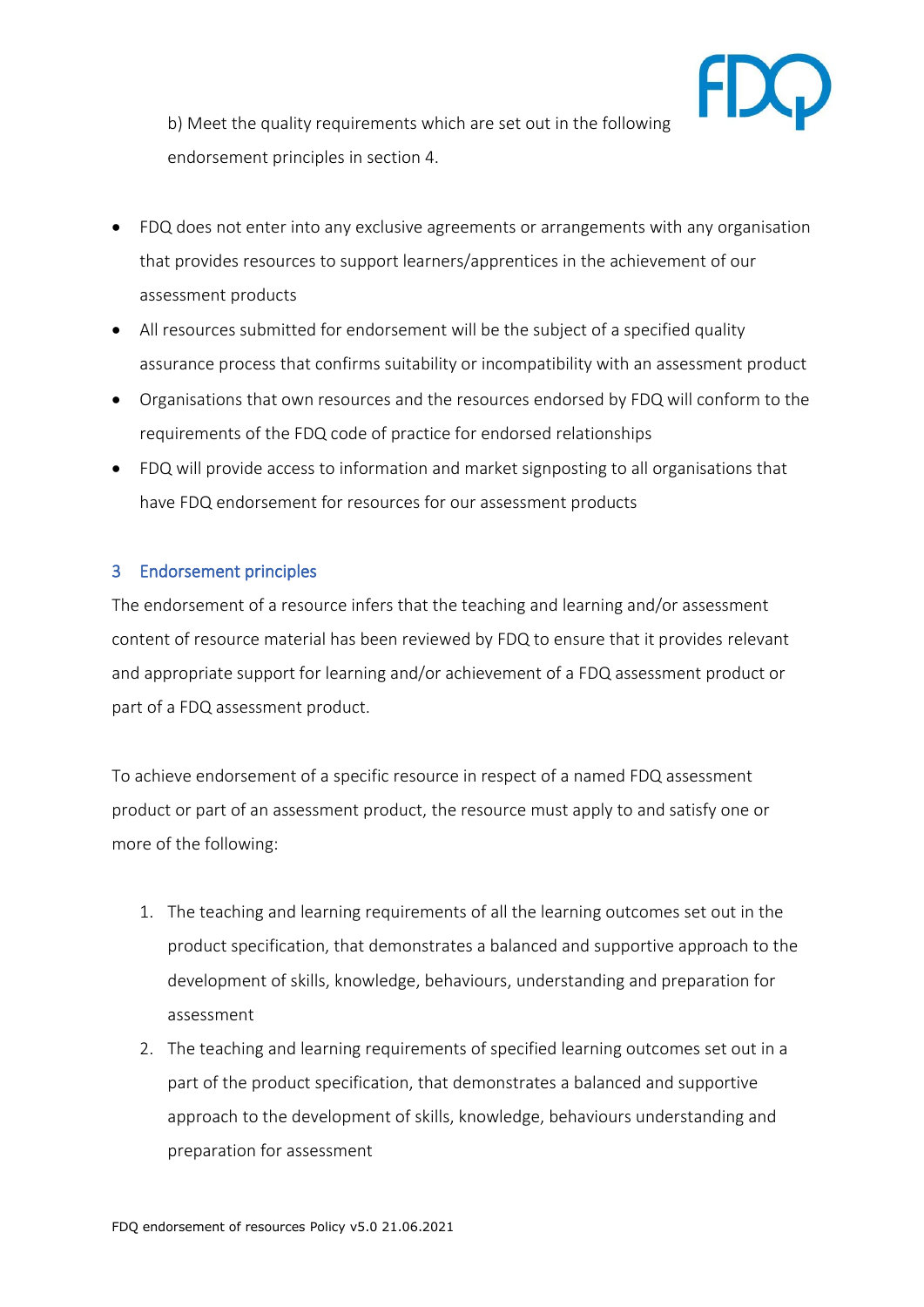b) Meet the quality requirements which are set out in the following endorsement principles in section 4.

- FDQ does not enter into any exclusive agreements or arrangements with any organisation that provides resources to support learners/apprentices in the achievement of our assessment products
- All resources submitted for endorsement will be the subject of a specified quality assurance process that confirms suitability or incompatibility with an assessment product
- Organisations that own resources and the resources endorsed by FDQ will conform to the requirements of the FDQ code of practice for endorsed relationships
- FDQ will provide access to information and market signposting to all organisations that have FDQ endorsement for resources for our assessment products

## 3 Endorsement principles

The endorsement of a resource infers that the teaching and learning and/or assessment content of resource material has been reviewed by FDQ to ensure that it provides relevant and appropriate support for learning and/or achievement of a FDQ assessment product or part of a FDQ assessment product.

To achieve endorsement of a specific resource in respect of a named FDQ assessment product or part of an assessment product, the resource must apply to and satisfy one or more of the following:

1. The teaching and learning requirements of all the learning outcomes set out in the product specification, that demonstrates a balanced and supportive approach to the development of skills, knowledge, behaviours, understanding and preparation for assessment
2. The teaching and learning requirements of specified learning outcomes set out in a part of the product specification, that demonstrates a balanced and supportive approach to the development of skills, knowledge, behaviours understanding and preparation for assessment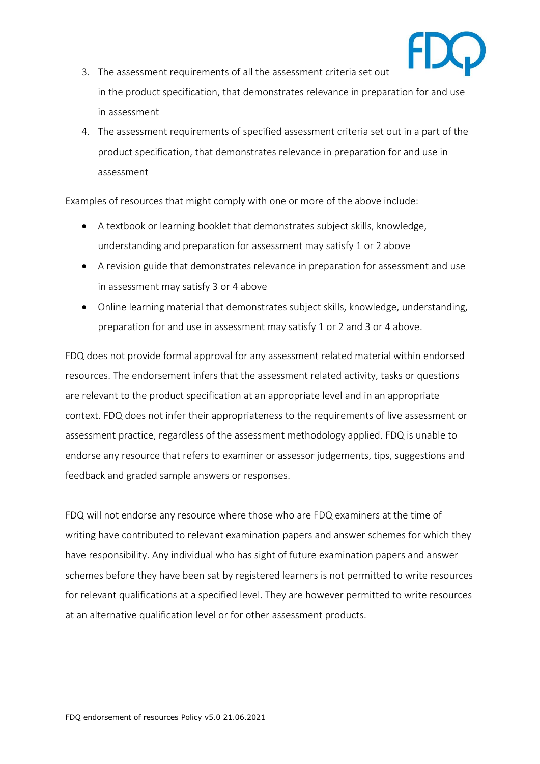3. The assessment requirements of all the assessment criteria set out in the product specification, that demonstrates relevance in preparation for and use in assessment
4. The assessment requirements of specified assessment criteria set out in a part of the product specification, that demonstrates relevance in preparation for and use in assessment

Examples of resources that might comply with one or more of the above include:

- A textbook or learning booklet that demonstrates subject skills, knowledge, understanding and preparation for assessment may satisfy 1 or 2 above
- A revision guide that demonstrates relevance in preparation for assessment and use in assessment may satisfy 3 or 4 above
- Online learning material that demonstrates subject skills, knowledge, understanding, preparation for and use in assessment may satisfy 1 or 2 and 3 or 4 above.

FDQ does not provide formal approval for any assessment related material within endorsed resources. The endorsement infers that the assessment related activity, tasks or questions are relevant to the product specification at an appropriate level and in an appropriate context. FDQ does not infer their appropriateness to the requirements of live assessment or assessment practice, regardless of the assessment methodology applied. FDQ is unable to endorse any resource that refers to examiner or assessor judgements, tips, suggestions and feedback and graded sample answers or responses.

FDQ will not endorse any resource where those who are FDQ examiners at the time of writing have contributed to relevant examination papers and answer schemes for which they have responsibility. Any individual who has sight of future examination papers and answer schemes before they have been sat by registered learners is not permitted to write resources for relevant qualifications at a specified level. They are however permitted to write resources at an alternative qualification level or for other assessment products.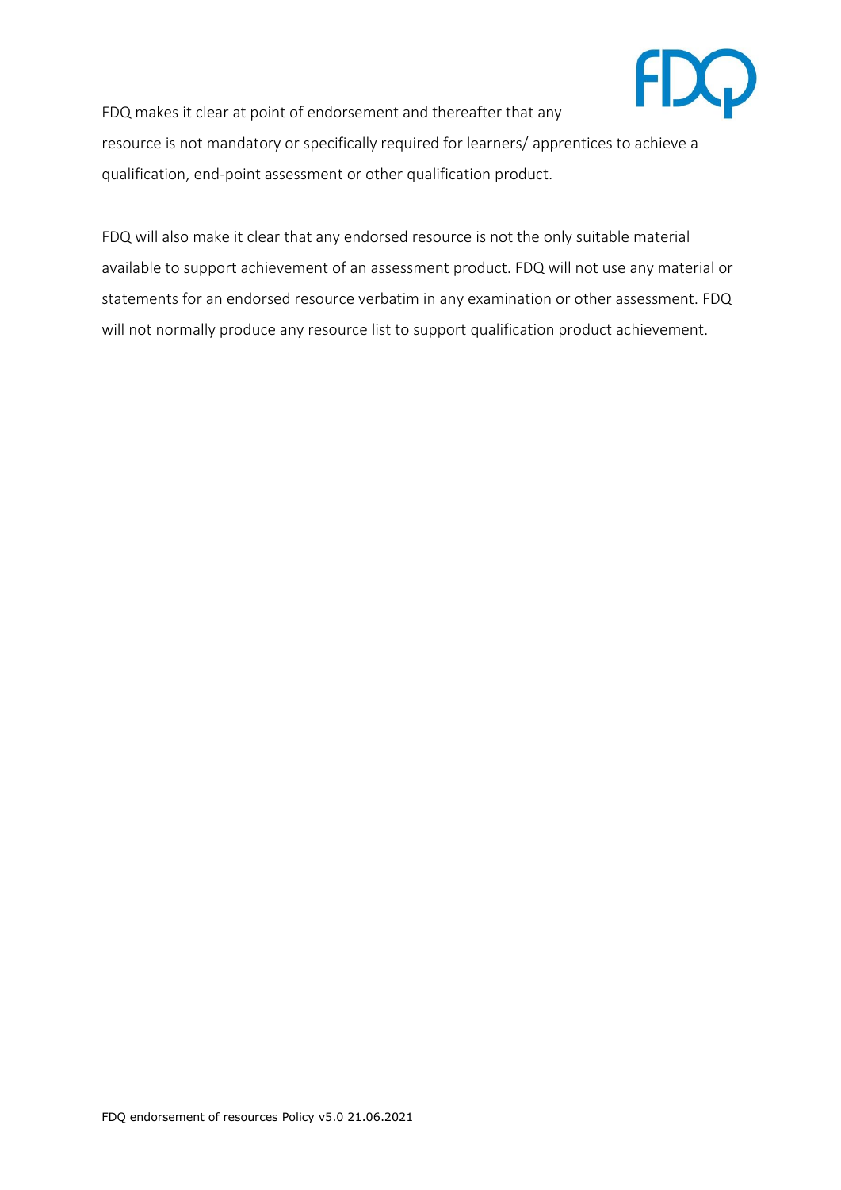FDQ makes it clear at point of endorsement and thereafter that any resource is not mandatory or specifically required for learners/ apprentices to achieve a qualification, end-point assessment or other qualification product.

FDQ will also make it clear that any endorsed resource is not the only suitable material available to support achievement of an assessment product. FDQ will not use any material or statements for an endorsed resource verbatim in any examination or other assessment. FDQ will not normally produce any resource list to support qualification product achievement.